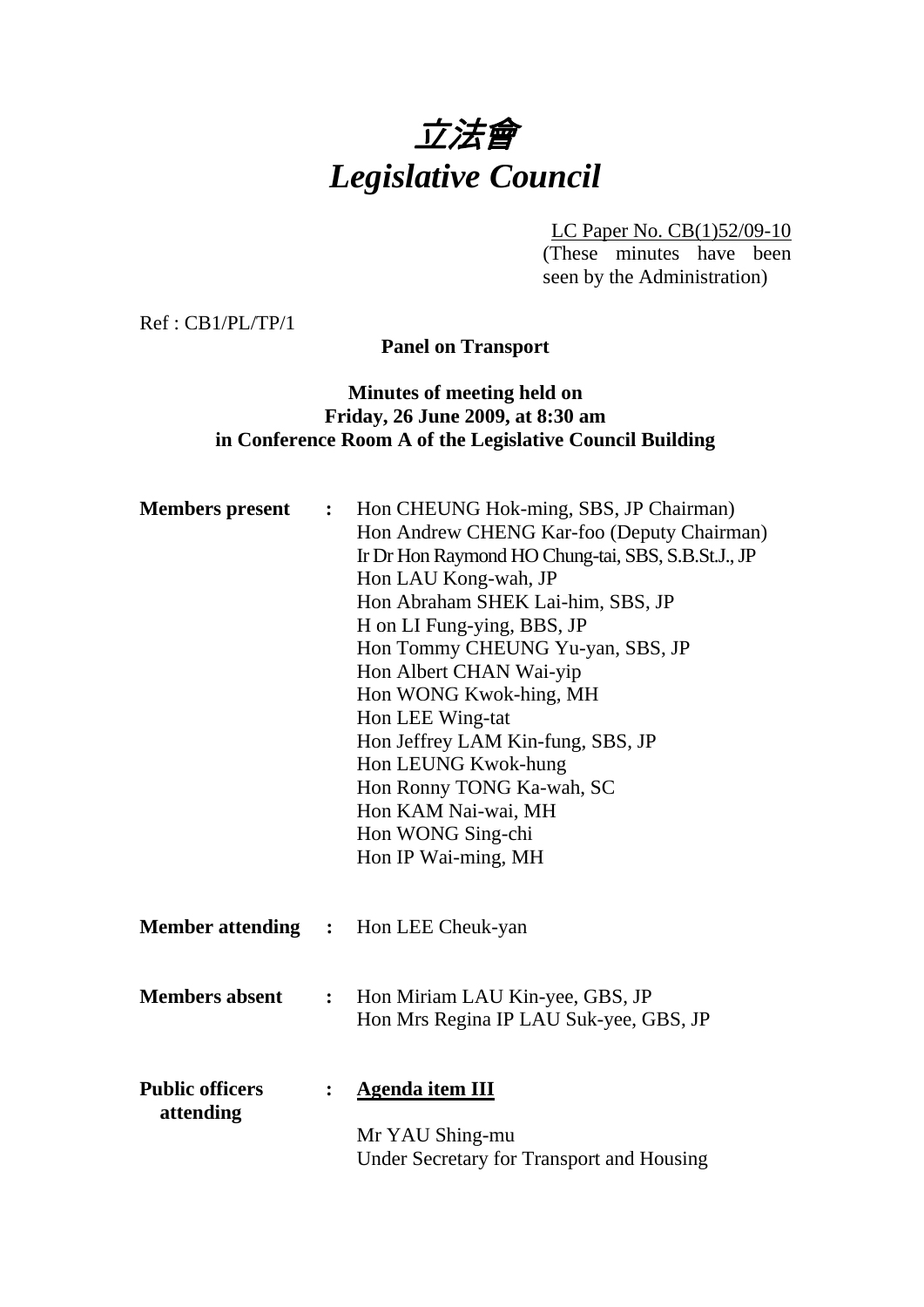# 立法會
# *Legislative Council*

LC Paper No. CB(1)52/09-10
(These minutes have been seen by the Administration)

Ref : CB1/PL/TP/1

**Panel on Transport**

**Minutes of meeting held on Friday, 26 June 2009, at 8:30 am in Conference Room A of the Legislative Council Building**

| | | |
|---|---|---|
| **Members present** | : | Hon CHEUNG Hok-ming, SBS, JP Chairman)<br>Hon Andrew CHENG Kar-foo (Deputy Chairman)<br>Ir Dr Hon Raymond HO Chung-tai, SBS, S.B.St.J., JP<br>Hon LAU Kong-wah, JP<br>Hon Abraham SHEK Lai-him, SBS, JP<br>H on LI Fung-ying, BBS, JP<br>Hon Tommy CHEUNG Yu-yan, SBS, JP<br>Hon Albert CHAN Wai-yip<br>Hon WONG Kwok-hing, MH<br>Hon LEE Wing-tat<br>Hon Jeffrey LAM Kin-fung, SBS, JP<br>Hon LEUNG Kwok-hung<br>Hon Ronny TONG Ka-wah, SC<br>Hon KAM Nai-wai, MH<br>Hon WONG Sing-chi<br>Hon IP Wai-ming, MH |
| **Member attending** | : | Hon LEE Cheuk-yan |
| **Members absent** | : | Hon Miriam LAU Kin-yee, GBS, JP<br>Hon Mrs Regina IP LAU Suk-yee, GBS, JP |
| **Public officers attending** | : | <u>**Agenda item III**</u><br><br>Mr YAU Shing-mu<br>Under Secretary for Transport and Housing |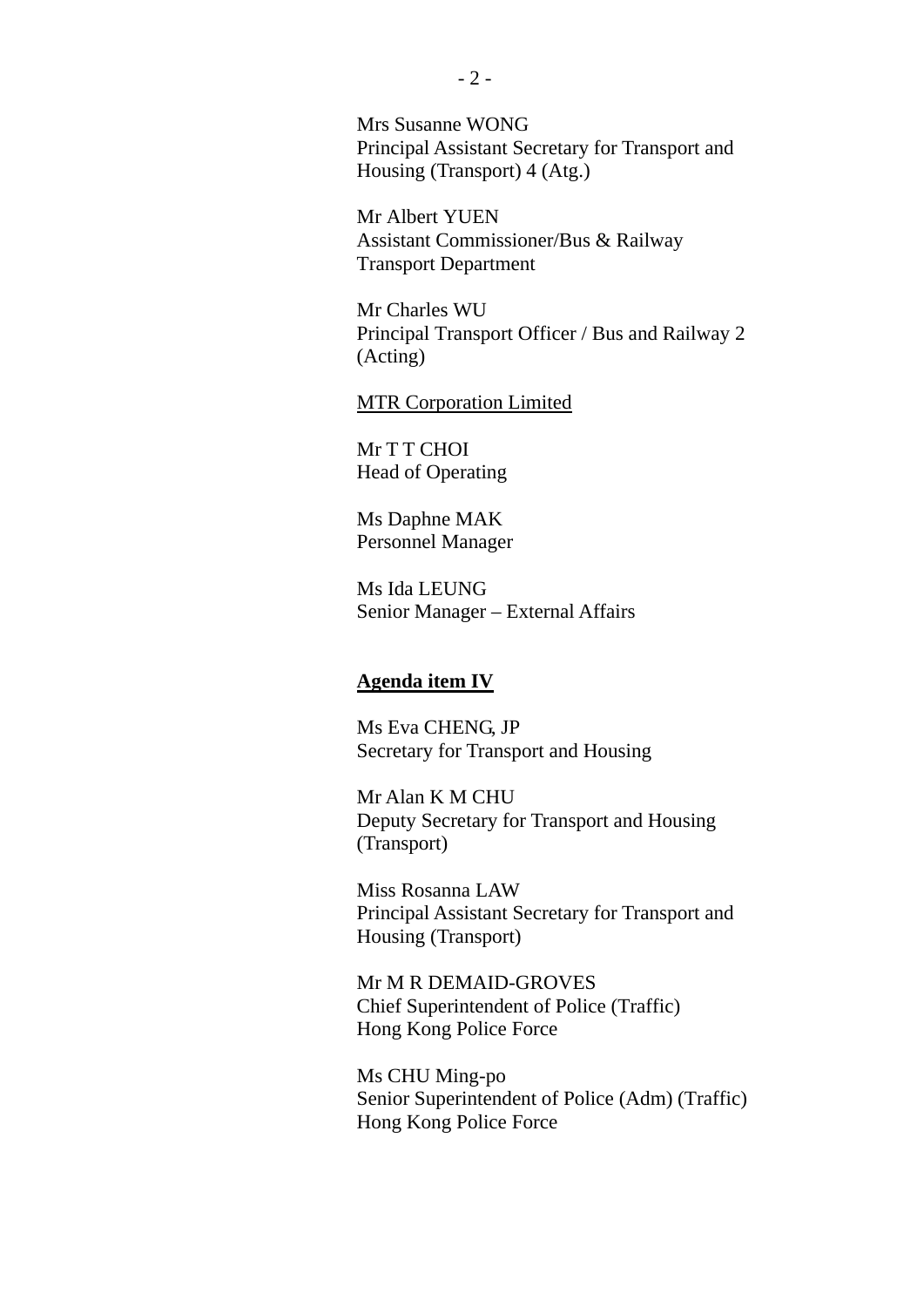Mrs Susanne WONG
Principal Assistant Secretary for Transport and Housing (Transport) 4 (Atg.)

Mr Albert YUEN
Assistant Commissioner/Bus & Railway
Transport Department

Mr Charles WU
Principal Transport Officer / Bus and Railway 2 (Acting)

<u>MTR Corporation Limited</u>

Mr T T CHOI
Head of Operating

Ms Daphne MAK
Personnel Manager

Ms Ida LEUNG
Senior Manager – External Affairs

**<u>Agenda item IV</u>**

Ms Eva CHENG, JP
Secretary for Transport and Housing

Mr Alan K M CHU
Deputy Secretary for Transport and Housing (Transport)

Miss Rosanna LAW
Principal Assistant Secretary for Transport and Housing (Transport)

Mr M R DEMAID-GROVES
Chief Superintendent of Police (Traffic)
Hong Kong Police Force

Ms CHU Ming-po
Senior Superintendent of Police (Adm) (Traffic)
Hong Kong Police Force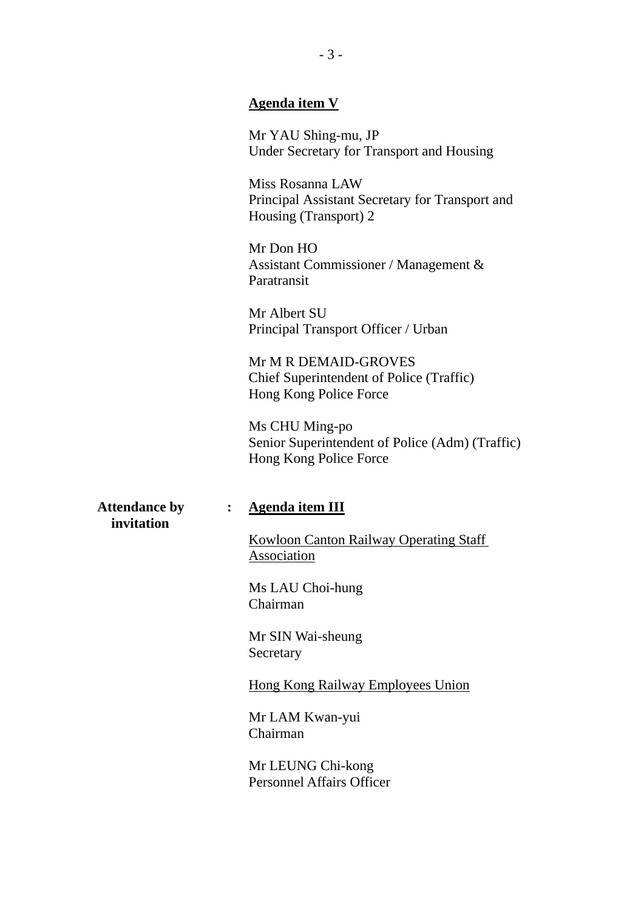**Agenda item V**

Mr YAU Shing-mu, JP
Under Secretary for Transport and Housing

Miss Rosanna LAW
Principal Assistant Secretary for Transport and Housing (Transport) 2

Mr Don HO
Assistant Commissioner / Management & Paratransit

Mr Albert SU
Principal Transport Officer / Urban

Mr M R DEMAID-GROVES
Chief Superintendent of Police (Traffic)
Hong Kong Police Force

Ms CHU Ming-po
Senior Superintendent of Police (Adm) (Traffic)
Hong Kong Police Force

**Attendance by invitation** : **Agenda item III**

Kowloon Canton Railway Operating Staff Association

Ms LAU Choi-hung
Chairman

Mr SIN Wai-sheung
Secretary

Hong Kong Railway Employees Union

Mr LAM Kwan-yui
Chairman

Mr LEUNG Chi-kong
Personnel Affairs Officer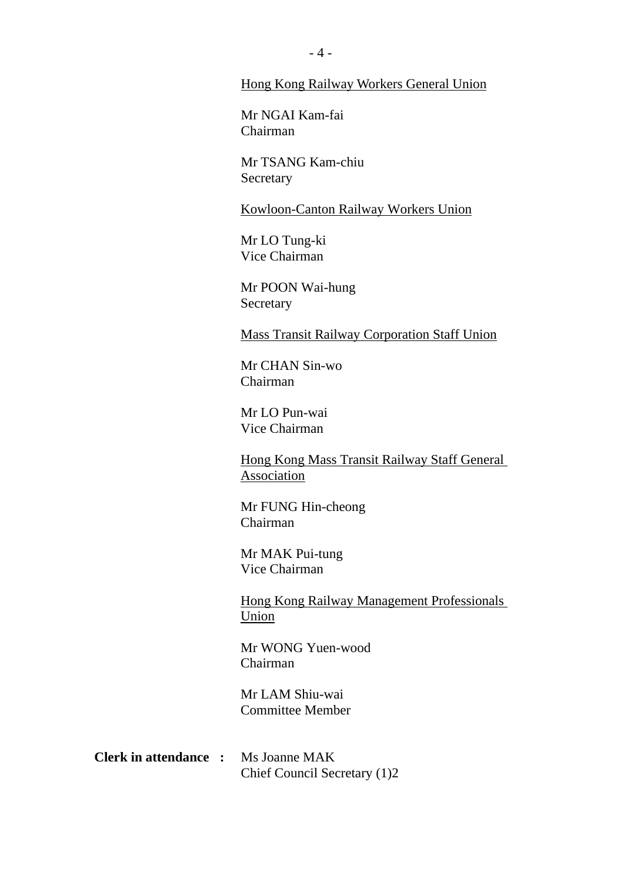Hong Kong Railway Workers General Union

Mr NGAI Kam-fai
Chairman

Mr TSANG Kam-chiu
Secretary

Kowloon-Canton Railway Workers Union

Mr LO Tung-ki
Vice Chairman

Mr POON Wai-hung
Secretary

Mass Transit Railway Corporation Staff Union

Mr CHAN Sin-wo
Chairman

Mr LO Pun-wai
Vice Chairman

Hong Kong Mass Transit Railway Staff General Association

Mr FUNG Hin-cheong
Chairman

Mr MAK Pui-tung
Vice Chairman

Hong Kong Railway Management Professionals Union

Mr WONG Yuen-wood
Chairman

Mr LAM Shiu-wai
Committee Member

**Clerk in attendance :** Ms Joanne MAK
Chief Council Secretary (1)2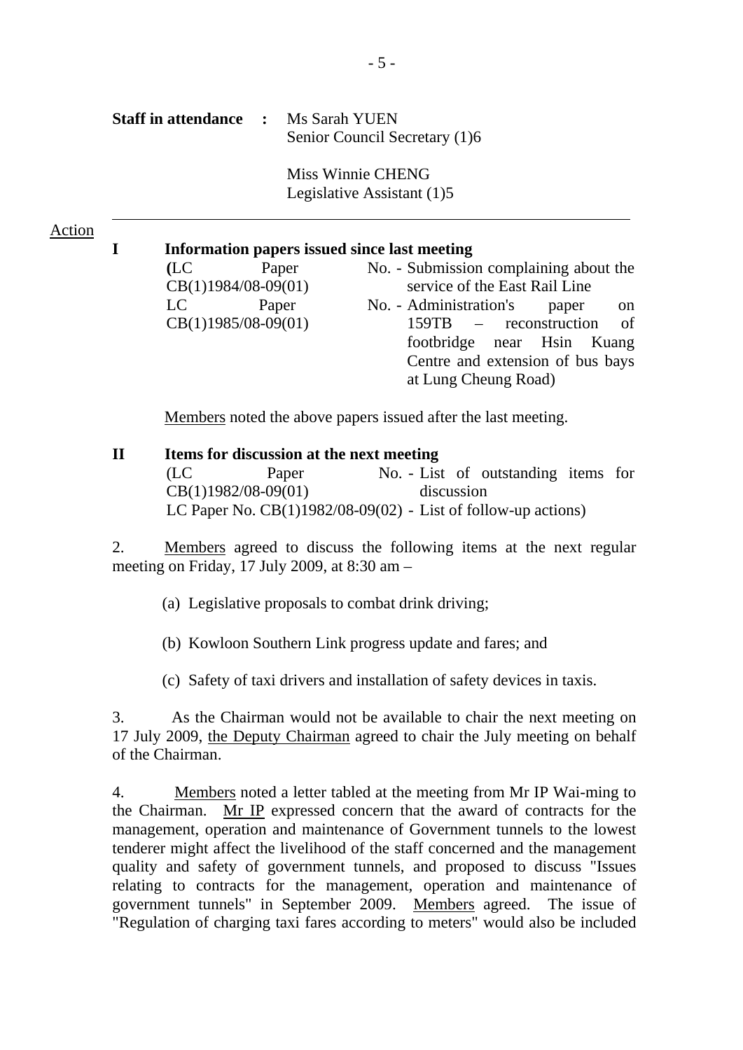**Staff in attendance** : Ms Sarah YUEN
Senior Council Secretary (1)6

Miss Winnie CHENG
Legislative Assistant (1)5

---

Action

**I Information papers issued since last meeting**

(LC Paper No. CB(1)1984/08-09(01) - Submission complaining about the service of the East Rail Line
LC Paper No. CB(1)1985/08-09(01) - Administration's paper on 159TB – reconstruction of footbridge near Hsin Kuang Centre and extension of bus bays at Lung Cheung Road)

Members noted the above papers issued after the last meeting.

**II Items for discussion at the next meeting**

(LC Paper No. CB(1)1982/08-09(01) - List of outstanding items for discussion
LC Paper No. CB(1)1982/08-09(02) - List of follow-up actions)

2. Members agreed to discuss the following items at the next regular meeting on Friday, 17 July 2009, at 8:30 am –

(a) Legislative proposals to combat drink driving;

(b) Kowloon Southern Link progress update and fares; and

(c) Safety of taxi drivers and installation of safety devices in taxis.

3. As the Chairman would not be available to chair the next meeting on 17 July 2009, the Deputy Chairman agreed to chair the July meeting on behalf of the Chairman.

4. Members noted a letter tabled at the meeting from Mr IP Wai-ming to the Chairman. Mr IP expressed concern that the award of contracts for the management, operation and maintenance of Government tunnels to the lowest tenderer might affect the livelihood of the staff concerned and the management quality and safety of government tunnels, and proposed to discuss "Issues relating to contracts for the management, operation and maintenance of government tunnels" in September 2009. Members agreed. The issue of "Regulation of charging taxi fares according to meters" would also be included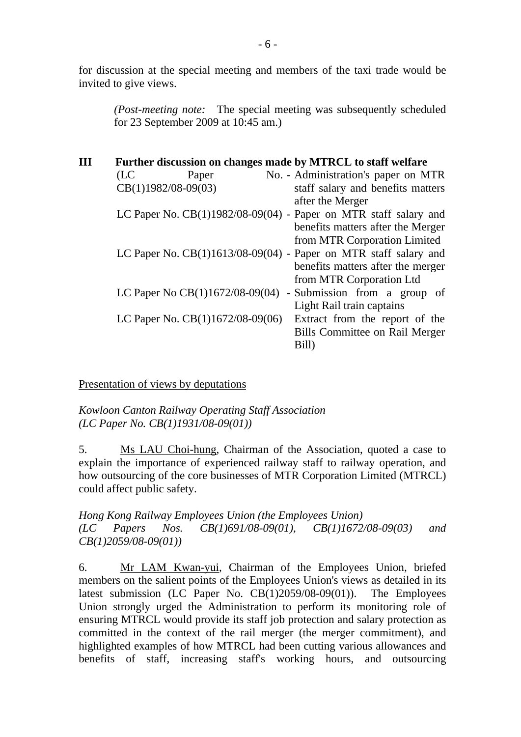for discussion at the special meeting and members of the taxi trade would be invited to give views.

> *(Post-meeting note:* The special meeting was subsequently scheduled for 23 September 2009 at 10:45 am.)

**III Further discussion on changes made by MTRCL to staff welfare**

(LC Paper No. CB(1)1982/08-09(03) - Administration's paper on MTR staff salary and benefits matters after the Merger

LC Paper No. CB(1)1982/08-09(04) - Paper on MTR staff salary and benefits matters after the Merger from MTR Corporation Limited

LC Paper No. CB(1)1613/08-09(04) - Paper on MTR staff salary and benefits matters after the merger from MTR Corporation Ltd

LC Paper No CB(1)1672/08-09(04) - Submission from a group of Light Rail train captains

LC Paper No. CB(1)1672/08-09(06) Extract from the report of the Bills Committee on Rail Merger Bill)

<u>Presentation of views by deputations</u>

*Kowloon Canton Railway Operating Staff Association*
*(LC Paper No. CB(1)1931/08-09(01))*

5. <u>Ms LAU Choi-hung</u>, Chairman of the Association, quoted a case to explain the importance of experienced railway staff to railway operation, and how outsourcing of the core businesses of MTR Corporation Limited (MTRCL) could affect public safety.

*Hong Kong Railway Employees Union (the Employees Union)*
*(LC Papers Nos. CB(1)691/08-09(01), CB(1)1672/08-09(03) and CB(1)2059/08-09(01))*

6. <u>Mr LAM Kwan-yui</u>, Chairman of the Employees Union, briefed members on the salient points of the Employees Union's views as detailed in its latest submission (LC Paper No. CB(1)2059/08-09(01)). The Employees Union strongly urged the Administration to perform its monitoring role of ensuring MTRCL would provide its staff job protection and salary protection as committed in the context of the rail merger (the merger commitment), and highlighted examples of how MTRCL had been cutting various allowances and benefits of staff, increasing staff's working hours, and outsourcing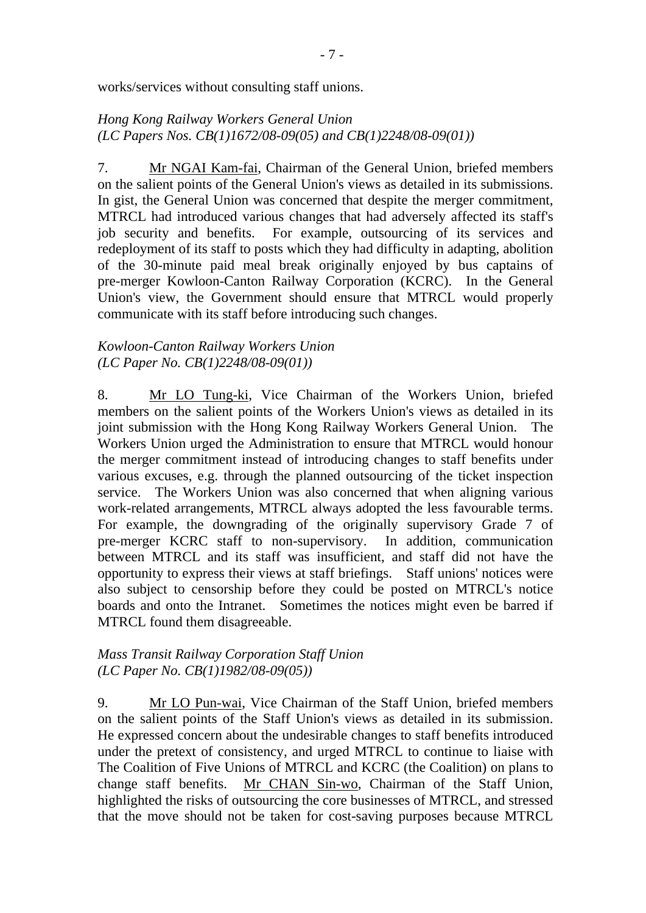works/services without consulting staff unions.

*Hong Kong Railway Workers General Union*
*(LC Papers Nos. CB(1)1672/08-09(05) and CB(1)2248/08-09(01))*

7. Mr NGAI Kam-fai, Chairman of the General Union, briefed members on the salient points of the General Union's views as detailed in its submissions. In gist, the General Union was concerned that despite the merger commitment, MTRCL had introduced various changes that had adversely affected its staff's job security and benefits. For example, outsourcing of its services and redeployment of its staff to posts which they had difficulty in adapting, abolition of the 30-minute paid meal break originally enjoyed by bus captains of pre-merger Kowloon-Canton Railway Corporation (KCRC). In the General Union's view, the Government should ensure that MTRCL would properly communicate with its staff before introducing such changes.

*Kowloon-Canton Railway Workers Union*
*(LC Paper No. CB(1)2248/08-09(01))*

8. Mr LO Tung-ki, Vice Chairman of the Workers Union, briefed members on the salient points of the Workers Union's views as detailed in its joint submission with the Hong Kong Railway Workers General Union. The Workers Union urged the Administration to ensure that MTRCL would honour the merger commitment instead of introducing changes to staff benefits under various excuses, e.g. through the planned outsourcing of the ticket inspection service. The Workers Union was also concerned that when aligning various work-related arrangements, MTRCL always adopted the less favourable terms. For example, the downgrading of the originally supervisory Grade 7 of pre-merger KCRC staff to non-supervisory. In addition, communication between MTRCL and its staff was insufficient, and staff did not have the opportunity to express their views at staff briefings. Staff unions' notices were also subject to censorship before they could be posted on MTRCL's notice boards and onto the Intranet. Sometimes the notices might even be barred if MTRCL found them disagreeable.

*Mass Transit Railway Corporation Staff Union*
*(LC Paper No. CB(1)1982/08-09(05))*

9. Mr LO Pun-wai, Vice Chairman of the Staff Union, briefed members on the salient points of the Staff Union's views as detailed in its submission. He expressed concern about the undesirable changes to staff benefits introduced under the pretext of consistency, and urged MTRCL to continue to liaise with The Coalition of Five Unions of MTRCL and KCRC (the Coalition) on plans to change staff benefits. Mr CHAN Sin-wo, Chairman of the Staff Union, highlighted the risks of outsourcing the core businesses of MTRCL, and stressed that the move should not be taken for cost-saving purposes because MTRCL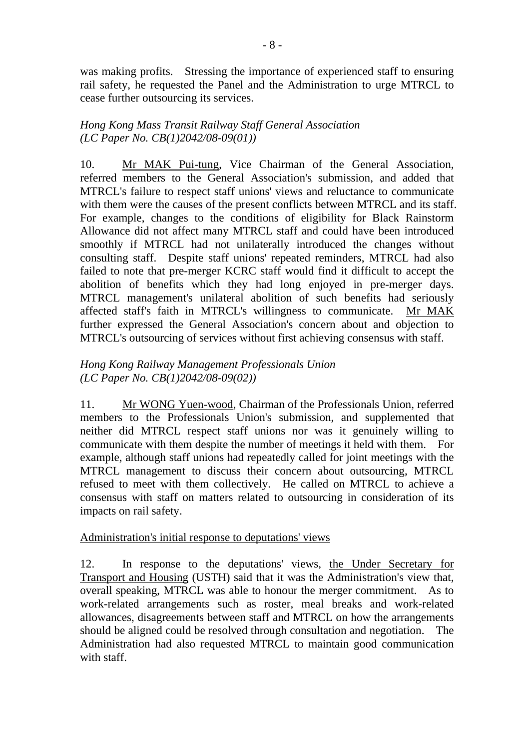was making profits. Stressing the importance of experienced staff to ensuring rail safety, he requested the Panel and the Administration to urge MTRCL to cease further outsourcing its services.

*Hong Kong Mass Transit Railway Staff General Association*
*(LC Paper No. CB(1)2042/08-09(01))*

10. Mr MAK Pui-tung, Vice Chairman of the General Association, referred members to the General Association's submission, and added that MTRCL's failure to respect staff unions' views and reluctance to communicate with them were the causes of the present conflicts between MTRCL and its staff. For example, changes to the conditions of eligibility for Black Rainstorm Allowance did not affect many MTRCL staff and could have been introduced smoothly if MTRCL had not unilaterally introduced the changes without consulting staff. Despite staff unions' repeated reminders, MTRCL had also failed to note that pre-merger KCRC staff would find it difficult to accept the abolition of benefits which they had long enjoyed in pre-merger days. MTRCL management's unilateral abolition of such benefits had seriously affected staff's faith in MTRCL's willingness to communicate. Mr MAK further expressed the General Association's concern about and objection to MTRCL's outsourcing of services without first achieving consensus with staff.

*Hong Kong Railway Management Professionals Union*
*(LC Paper No. CB(1)2042/08-09(02))*

11. Mr WONG Yuen-wood, Chairman of the Professionals Union, referred members to the Professionals Union's submission, and supplemented that neither did MTRCL respect staff unions nor was it genuinely willing to communicate with them despite the number of meetings it held with them. For example, although staff unions had repeatedly called for joint meetings with the MTRCL management to discuss their concern about outsourcing, MTRCL refused to meet with them collectively. He called on MTRCL to achieve a consensus with staff on matters related to outsourcing in consideration of its impacts on rail safety.

Administration's initial response to deputations' views

12. In response to the deputations' views, the Under Secretary for Transport and Housing (USTH) said that it was the Administration's view that, overall speaking, MTRCL was able to honour the merger commitment. As to work-related arrangements such as roster, meal breaks and work-related allowances, disagreements between staff and MTRCL on how the arrangements should be aligned could be resolved through consultation and negotiation. The Administration had also requested MTRCL to maintain good communication with staff.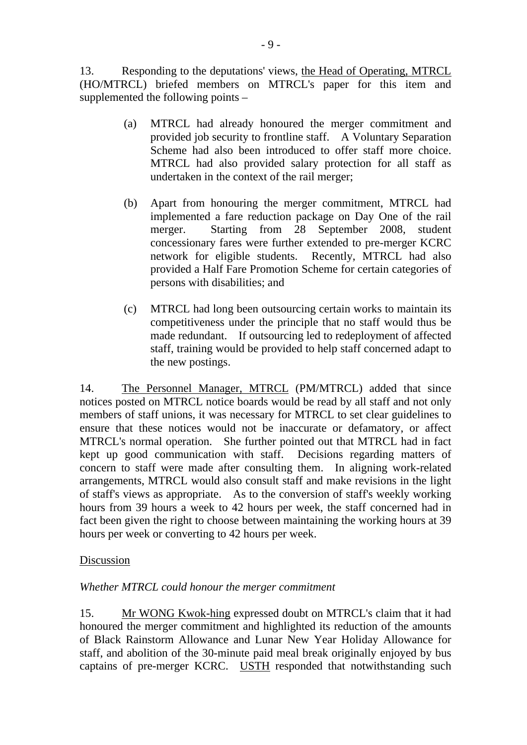13. Responding to the deputations' views, the Head of Operating, MTRCL (HO/MTRCL) briefed members on MTRCL's paper for this item and supplemented the following points –

(a) MTRCL had already honoured the merger commitment and provided job security to frontline staff. A Voluntary Separation Scheme had also been introduced to offer staff more choice. MTRCL had also provided salary protection for all staff as undertaken in the context of the rail merger;

(b) Apart from honouring the merger commitment, MTRCL had implemented a fare reduction package on Day One of the rail merger. Starting from 28 September 2008, student concessionary fares were further extended to pre-merger KCRC network for eligible students. Recently, MTRCL had also provided a Half Fare Promotion Scheme for certain categories of persons with disabilities; and

(c) MTRCL had long been outsourcing certain works to maintain its competitiveness under the principle that no staff would thus be made redundant. If outsourcing led to redeployment of affected staff, training would be provided to help staff concerned adapt to the new postings.

14. The Personnel Manager, MTRCL (PM/MTRCL) added that since notices posted on MTRCL notice boards would be read by all staff and not only members of staff unions, it was necessary for MTRCL to set clear guidelines to ensure that these notices would not be inaccurate or defamatory, or affect MTRCL's normal operation. She further pointed out that MTRCL had in fact kept up good communication with staff. Decisions regarding matters of concern to staff were made after consulting them. In aligning work-related arrangements, MTRCL would also consult staff and make revisions in the light of staff's views as appropriate. As to the conversion of staff's weekly working hours from 39 hours a week to 42 hours per week, the staff concerned had in fact been given the right to choose between maintaining the working hours at 39 hours per week or converting to 42 hours per week.

Discussion

*Whether MTRCL could honour the merger commitment*

15. Mr WONG Kwok-hing expressed doubt on MTRCL's claim that it had honoured the merger commitment and highlighted its reduction of the amounts of Black Rainstorm Allowance and Lunar New Year Holiday Allowance for staff, and abolition of the 30-minute paid meal break originally enjoyed by bus captains of pre-merger KCRC. USTH responded that notwithstanding such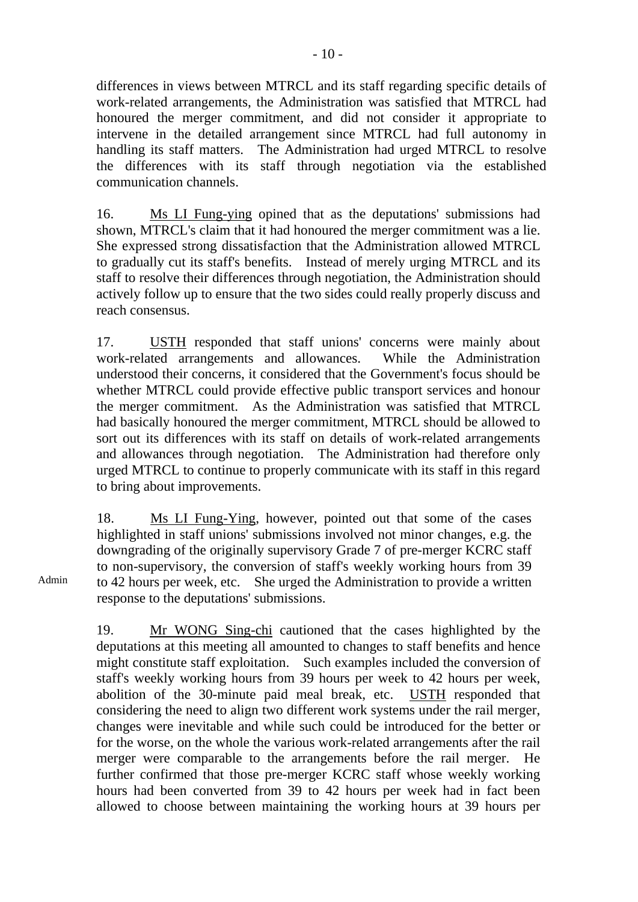differences in views between MTRCL and its staff regarding specific details of work-related arrangements, the Administration was satisfied that MTRCL had honoured the merger commitment, and did not consider it appropriate to intervene in the detailed arrangement since MTRCL had full autonomy in handling its staff matters. The Administration had urged MTRCL to resolve the differences with its staff through negotiation via the established communication channels.

16. Ms LI Fung-ying opined that as the deputations' submissions had shown, MTRCL's claim that it had honoured the merger commitment was a lie. She expressed strong dissatisfaction that the Administration allowed MTRCL to gradually cut its staff's benefits. Instead of merely urging MTRCL and its staff to resolve their differences through negotiation, the Administration should actively follow up to ensure that the two sides could really properly discuss and reach consensus.

17. USTH responded that staff unions' concerns were mainly about work-related arrangements and allowances. While the Administration understood their concerns, it considered that the Government's focus should be whether MTRCL could provide effective public transport services and honour the merger commitment. As the Administration was satisfied that MTRCL had basically honoured the merger commitment, MTRCL should be allowed to sort out its differences with its staff on details of work-related arrangements and allowances through negotiation. The Administration had therefore only urged MTRCL to continue to properly communicate with its staff in this regard to bring about improvements.

18. Ms LI Fung-Ying, however, pointed out that some of the cases highlighted in staff unions' submissions involved not minor changes, e.g. the downgrading of the originally supervisory Grade 7 of pre-merger KCRC staff to non-supervisory, the conversion of staff's weekly working hours from 39 to 42 hours per week, etc. She urged the Administration to provide a written response to the deputations' submissions.

Admin

19. Mr WONG Sing-chi cautioned that the cases highlighted by the deputations at this meeting all amounted to changes to staff benefits and hence might constitute staff exploitation. Such examples included the conversion of staff's weekly working hours from 39 hours per week to 42 hours per week, abolition of the 30-minute paid meal break, etc. USTH responded that considering the need to align two different work systems under the rail merger, changes were inevitable and while such could be introduced for the better or for the worse, on the whole the various work-related arrangements after the rail merger were comparable to the arrangements before the rail merger. He further confirmed that those pre-merger KCRC staff whose weekly working hours had been converted from 39 to 42 hours per week had in fact been allowed to choose between maintaining the working hours at 39 hours per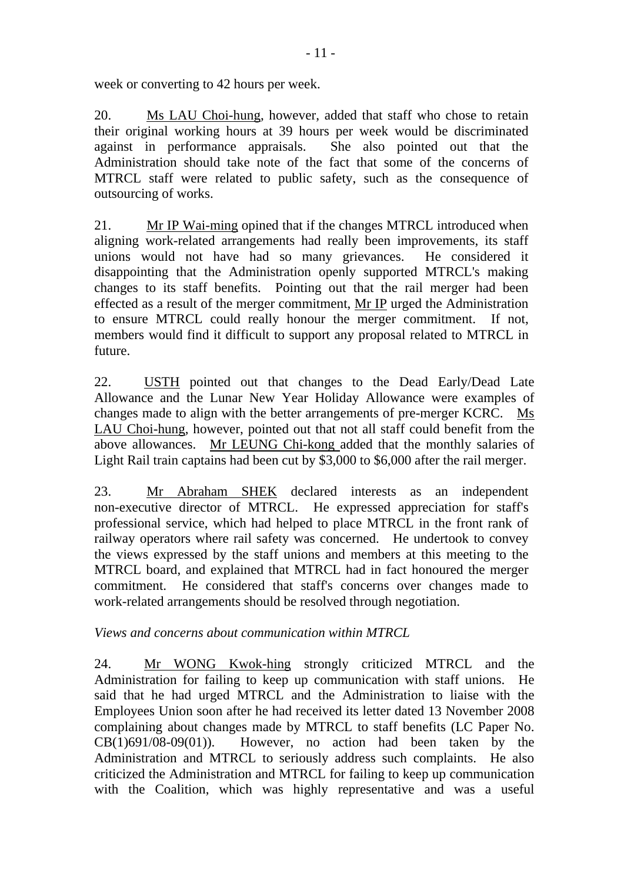week or converting to 42 hours per week.

20. Ms LAU Choi-hung, however, added that staff who chose to retain their original working hours at 39 hours per week would be discriminated against in performance appraisals. She also pointed out that the Administration should take note of the fact that some of the concerns of MTRCL staff were related to public safety, such as the consequence of outsourcing of works.

21. Mr IP Wai-ming opined that if the changes MTRCL introduced when aligning work-related arrangements had really been improvements, its staff unions would not have had so many grievances. He considered it disappointing that the Administration openly supported MTRCL's making changes to its staff benefits. Pointing out that the rail merger had been effected as a result of the merger commitment, Mr IP urged the Administration to ensure MTRCL could really honour the merger commitment. If not, members would find it difficult to support any proposal related to MTRCL in future.

22. USTH pointed out that changes to the Dead Early/Dead Late Allowance and the Lunar New Year Holiday Allowance were examples of changes made to align with the better arrangements of pre-merger KCRC. Ms LAU Choi-hung, however, pointed out that not all staff could benefit from the above allowances. Mr LEUNG Chi-kong added that the monthly salaries of Light Rail train captains had been cut by $3,000 to $6,000 after the rail merger.

23. Mr Abraham SHEK declared interests as an independent non-executive director of MTRCL. He expressed appreciation for staff's professional service, which had helped to place MTRCL in the front rank of railway operators where rail safety was concerned. He undertook to convey the views expressed by the staff unions and members at this meeting to the MTRCL board, and explained that MTRCL had in fact honoured the merger commitment. He considered that staff's concerns over changes made to work-related arrangements should be resolved through negotiation.

*Views and concerns about communication within MTRCL*

24. Mr WONG Kwok-hing strongly criticized MTRCL and the Administration for failing to keep up communication with staff unions. He said that he had urged MTRCL and the Administration to liaise with the Employees Union soon after he had received its letter dated 13 November 2008 complaining about changes made by MTRCL to staff benefits (LC Paper No. CB(1)691/08-09(01)). However, no action had been taken by the Administration and MTRCL to seriously address such complaints. He also criticized the Administration and MTRCL for failing to keep up communication with the Coalition, which was highly representative and was a useful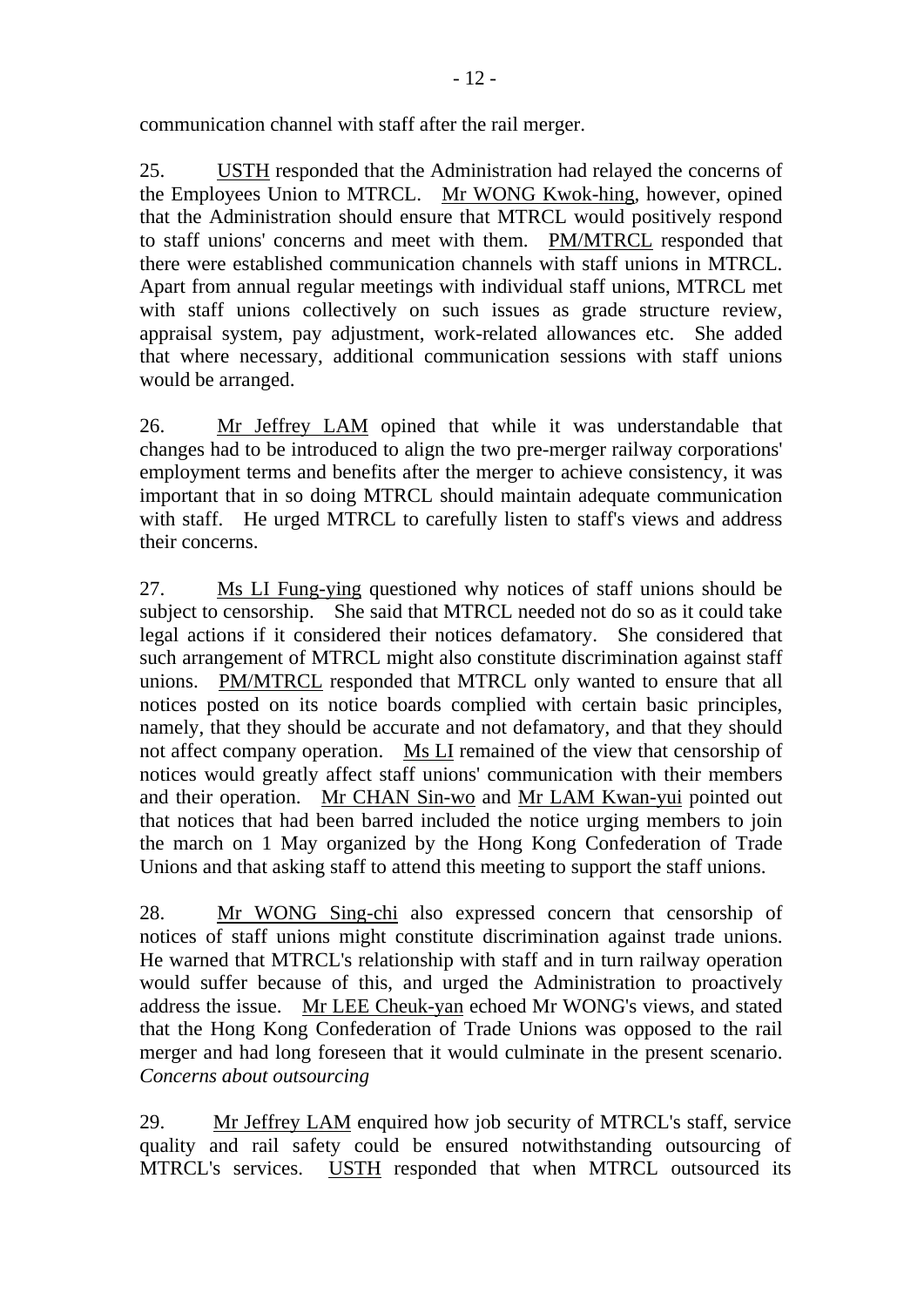communication channel with staff after the rail merger.

25. USTH responded that the Administration had relayed the concerns of the Employees Union to MTRCL. Mr WONG Kwok-hing, however, opined that the Administration should ensure that MTRCL would positively respond to staff unions' concerns and meet with them. PM/MTRCL responded that there were established communication channels with staff unions in MTRCL. Apart from annual regular meetings with individual staff unions, MTRCL met with staff unions collectively on such issues as grade structure review, appraisal system, pay adjustment, work-related allowances etc. She added that where necessary, additional communication sessions with staff unions would be arranged.

26. Mr Jeffrey LAM opined that while it was understandable that changes had to be introduced to align the two pre-merger railway corporations' employment terms and benefits after the merger to achieve consistency, it was important that in so doing MTRCL should maintain adequate communication with staff. He urged MTRCL to carefully listen to staff's views and address their concerns.

27. Ms LI Fung-ying questioned why notices of staff unions should be subject to censorship. She said that MTRCL needed not do so as it could take legal actions if it considered their notices defamatory. She considered that such arrangement of MTRCL might also constitute discrimination against staff unions. PM/MTRCL responded that MTRCL only wanted to ensure that all notices posted on its notice boards complied with certain basic principles, namely, that they should be accurate and not defamatory, and that they should not affect company operation. Ms LI remained of the view that censorship of notices would greatly affect staff unions' communication with their members and their operation. Mr CHAN Sin-wo and Mr LAM Kwan-yui pointed out that notices that had been barred included the notice urging members to join the march on 1 May organized by the Hong Kong Confederation of Trade Unions and that asking staff to attend this meeting to support the staff unions.

28. Mr WONG Sing-chi also expressed concern that censorship of notices of staff unions might constitute discrimination against trade unions. He warned that MTRCL's relationship with staff and in turn railway operation would suffer because of this, and urged the Administration to proactively address the issue. Mr LEE Cheuk-yan echoed Mr WONG's views, and stated that the Hong Kong Confederation of Trade Unions was opposed to the rail merger and had long foreseen that it would culminate in the present scenario.

*Concerns about outsourcing*

29. Mr Jeffrey LAM enquired how job security of MTRCL's staff, service quality and rail safety could be ensured notwithstanding outsourcing of MTRCL's services. USTH responded that when MTRCL outsourced its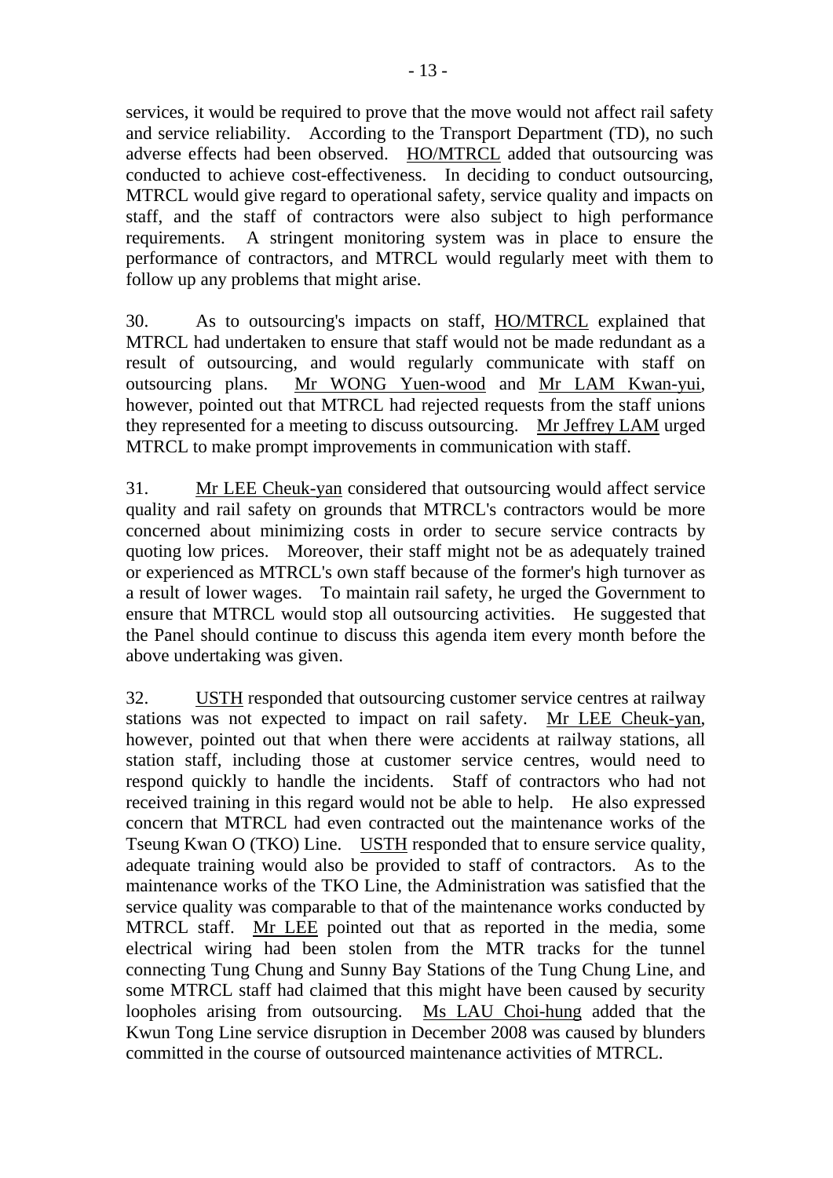services, it would be required to prove that the move would not affect rail safety and service reliability. According to the Transport Department (TD), no such adverse effects had been observed. HO/MTRCL added that outsourcing was conducted to achieve cost-effectiveness. In deciding to conduct outsourcing, MTRCL would give regard to operational safety, service quality and impacts on staff, and the staff of contractors were also subject to high performance requirements. A stringent monitoring system was in place to ensure the performance of contractors, and MTRCL would regularly meet with them to follow up any problems that might arise.

30. As to outsourcing's impacts on staff, HO/MTRCL explained that MTRCL had undertaken to ensure that staff would not be made redundant as a result of outsourcing, and would regularly communicate with staff on outsourcing plans. Mr WONG Yuen-wood and Mr LAM Kwan-yui, however, pointed out that MTRCL had rejected requests from the staff unions they represented for a meeting to discuss outsourcing. Mr Jeffrey LAM urged MTRCL to make prompt improvements in communication with staff.

31. Mr LEE Cheuk-yan considered that outsourcing would affect service quality and rail safety on grounds that MTRCL's contractors would be more concerned about minimizing costs in order to secure service contracts by quoting low prices. Moreover, their staff might not be as adequately trained or experienced as MTRCL's own staff because of the former's high turnover as a result of lower wages. To maintain rail safety, he urged the Government to ensure that MTRCL would stop all outsourcing activities. He suggested that the Panel should continue to discuss this agenda item every month before the above undertaking was given.

32. USTH responded that outsourcing customer service centres at railway stations was not expected to impact on rail safety. Mr LEE Cheuk-yan, however, pointed out that when there were accidents at railway stations, all station staff, including those at customer service centres, would need to respond quickly to handle the incidents. Staff of contractors who had not received training in this regard would not be able to help. He also expressed concern that MTRCL had even contracted out the maintenance works of the Tseung Kwan O (TKO) Line. USTH responded that to ensure service quality, adequate training would also be provided to staff of contractors. As to the maintenance works of the TKO Line, the Administration was satisfied that the service quality was comparable to that of the maintenance works conducted by MTRCL staff. Mr LEE pointed out that as reported in the media, some electrical wiring had been stolen from the MTR tracks for the tunnel connecting Tung Chung and Sunny Bay Stations of the Tung Chung Line, and some MTRCL staff had claimed that this might have been caused by security loopholes arising from outsourcing. Ms LAU Choi-hung added that the Kwun Tong Line service disruption in December 2008 was caused by blunders committed in the course of outsourced maintenance activities of MTRCL.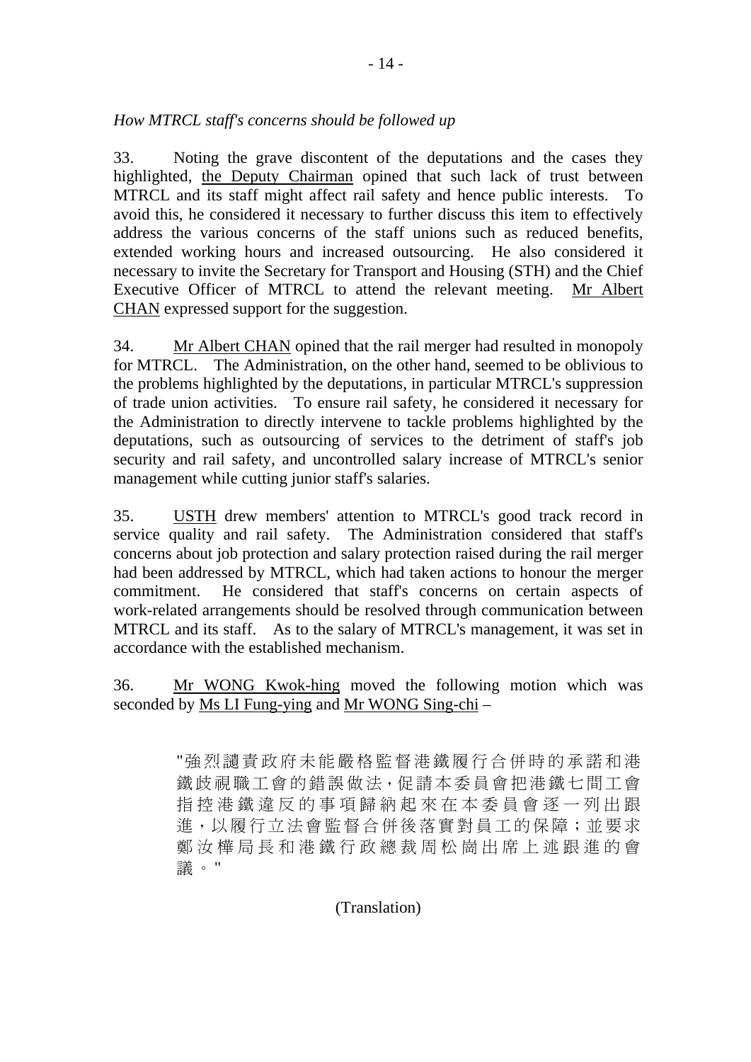*How MTRCL staff's concerns should be followed up*

33. Noting the grave discontent of the deputations and the cases they highlighted, the Deputy Chairman opined that such lack of trust between MTRCL and its staff might affect rail safety and hence public interests. To avoid this, he considered it necessary to further discuss this item to effectively address the various concerns of the staff unions such as reduced benefits, extended working hours and increased outsourcing. He also considered it necessary to invite the Secretary for Transport and Housing (STH) and the Chief Executive Officer of MTRCL to attend the relevant meeting. Mr Albert CHAN expressed support for the suggestion.

34. Mr Albert CHAN opined that the rail merger had resulted in monopoly for MTRCL. The Administration, on the other hand, seemed to be oblivious to the problems highlighted by the deputations, in particular MTRCL's suppression of trade union activities. To ensure rail safety, he considered it necessary for the Administration to directly intervene to tackle problems highlighted by the deputations, such as outsourcing of services to the detriment of staff's job security and rail safety, and uncontrolled salary increase of MTRCL's senior management while cutting junior staff's salaries.

35. USTH drew members' attention to MTRCL's good track record in service quality and rail safety. The Administration considered that staff's concerns about job protection and salary protection raised during the rail merger had been addressed by MTRCL, which had taken actions to honour the merger commitment. He considered that staff's concerns on certain aspects of work-related arrangements should be resolved through communication between MTRCL and its staff. As to the salary of MTRCL's management, it was set in accordance with the established mechanism.

36. Mr WONG Kwok-hing moved the following motion which was seconded by Ms LI Fung-ying and Mr WONG Sing-chi –

> "強烈譴責政府未能嚴格監督港鐵履行合併時的承諾和港鐵歧視職工會的錯誤做法，促請本委員會把港鐵七間工會指控港鐵違反的事項歸納起來在本委員會逐一列出跟進，以履行立法會監督合併後落實對員工的保障；並要求鄭汝樺局長和港鐵行政總裁周松崗出席上述跟進的會議。"

(Translation)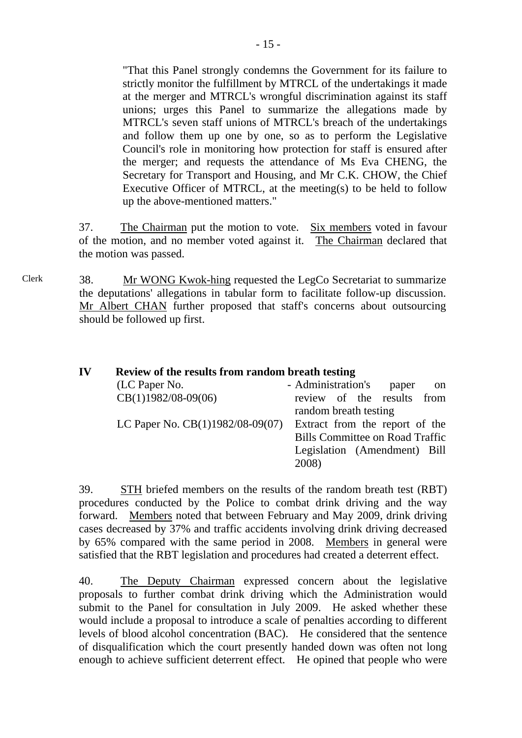"That this Panel strongly condemns the Government for its failure to strictly monitor the fulfillment by MTRCL of the undertakings it made at the merger and MTRCL's wrongful discrimination against its staff unions; urges this Panel to summarize the allegations made by MTRCL's seven staff unions of MTRCL's breach of the undertakings and follow them up one by one, so as to perform the Legislative Council's role in monitoring how protection for staff is ensured after the merger; and requests the attendance of Ms Eva CHENG, the Secretary for Transport and Housing, and Mr C.K. CHOW, the Chief Executive Officer of MTRCL, at the meeting(s) to be held to follow up the above-mentioned matters."

37. The Chairman put the motion to vote. Six members voted in favour of the motion, and no member voted against it. The Chairman declared that the motion was passed.

Clerk

38. Mr WONG Kwok-hing requested the LegCo Secretariat to summarize the deputations' allegations in tabular form to facilitate follow-up discussion. Mr Albert CHAN further proposed that staff's concerns about outsourcing should be followed up first.

## IV Review of the results from random breath testing

(LC Paper No. CB(1)1982/08-09(06) - Administration's paper on review of the results from random breath testing

LC Paper No. CB(1)1982/08-09(07) Extract from the report of the Bills Committee on Road Traffic Legislation (Amendment) Bill 2008)

39. STH briefed members on the results of the random breath test (RBT) procedures conducted by the Police to combat drink driving and the way forward. Members noted that between February and May 2009, drink driving cases decreased by 37% and traffic accidents involving drink driving decreased by 65% compared with the same period in 2008. Members in general were satisfied that the RBT legislation and procedures had created a deterrent effect.

40. The Deputy Chairman expressed concern about the legislative proposals to further combat drink driving which the Administration would submit to the Panel for consultation in July 2009. He asked whether these would include a proposal to introduce a scale of penalties according to different levels of blood alcohol concentration (BAC). He considered that the sentence of disqualification which the court presently handed down was often not long enough to achieve sufficient deterrent effect. He opined that people who were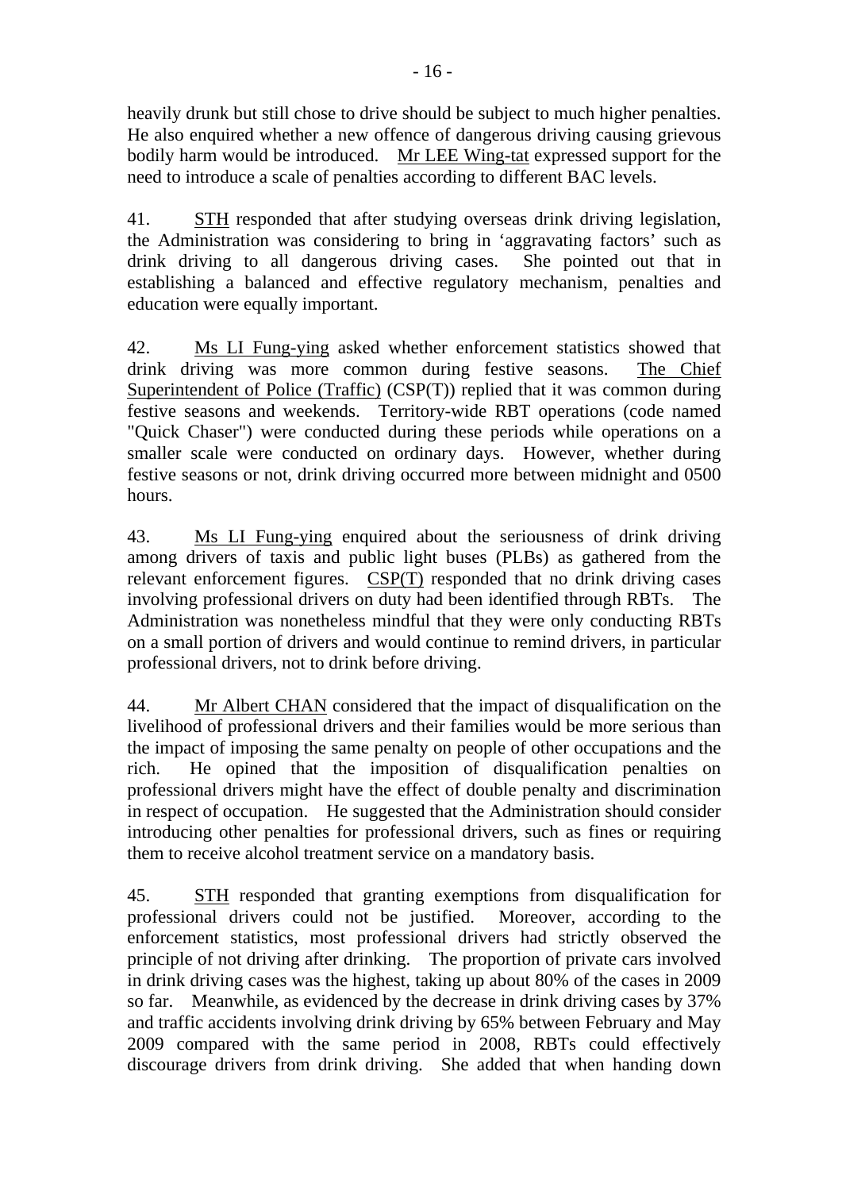heavily drunk but still chose to drive should be subject to much higher penalties. He also enquired whether a new offence of dangerous driving causing grievous bodily harm would be introduced. Mr LEE Wing-tat expressed support for the need to introduce a scale of penalties according to different BAC levels.

41. STH responded that after studying overseas drink driving legislation, the Administration was considering to bring in 'aggravating factors' such as drink driving to all dangerous driving cases. She pointed out that in establishing a balanced and effective regulatory mechanism, penalties and education were equally important.

42. Ms LI Fung-ying asked whether enforcement statistics showed that drink driving was more common during festive seasons. The Chief Superintendent of Police (Traffic) (CSP(T)) replied that it was common during festive seasons and weekends. Territory-wide RBT operations (code named "Quick Chaser") were conducted during these periods while operations on a smaller scale were conducted on ordinary days. However, whether during festive seasons or not, drink driving occurred more between midnight and 0500 hours.

43. Ms LI Fung-ying enquired about the seriousness of drink driving among drivers of taxis and public light buses (PLBs) as gathered from the relevant enforcement figures. CSP(T) responded that no drink driving cases involving professional drivers on duty had been identified through RBTs. The Administration was nonetheless mindful that they were only conducting RBTs on a small portion of drivers and would continue to remind drivers, in particular professional drivers, not to drink before driving.

44. Mr Albert CHAN considered that the impact of disqualification on the livelihood of professional drivers and their families would be more serious than the impact of imposing the same penalty on people of other occupations and the rich. He opined that the imposition of disqualification penalties on professional drivers might have the effect of double penalty and discrimination in respect of occupation. He suggested that the Administration should consider introducing other penalties for professional drivers, such as fines or requiring them to receive alcohol treatment service on a mandatory basis.

45. STH responded that granting exemptions from disqualification for professional drivers could not be justified. Moreover, according to the enforcement statistics, most professional drivers had strictly observed the principle of not driving after drinking. The proportion of private cars involved in drink driving cases was the highest, taking up about 80% of the cases in 2009 so far. Meanwhile, as evidenced by the decrease in drink driving cases by 37% and traffic accidents involving drink driving by 65% between February and May 2009 compared with the same period in 2008, RBTs could effectively discourage drivers from drink driving. She added that when handing down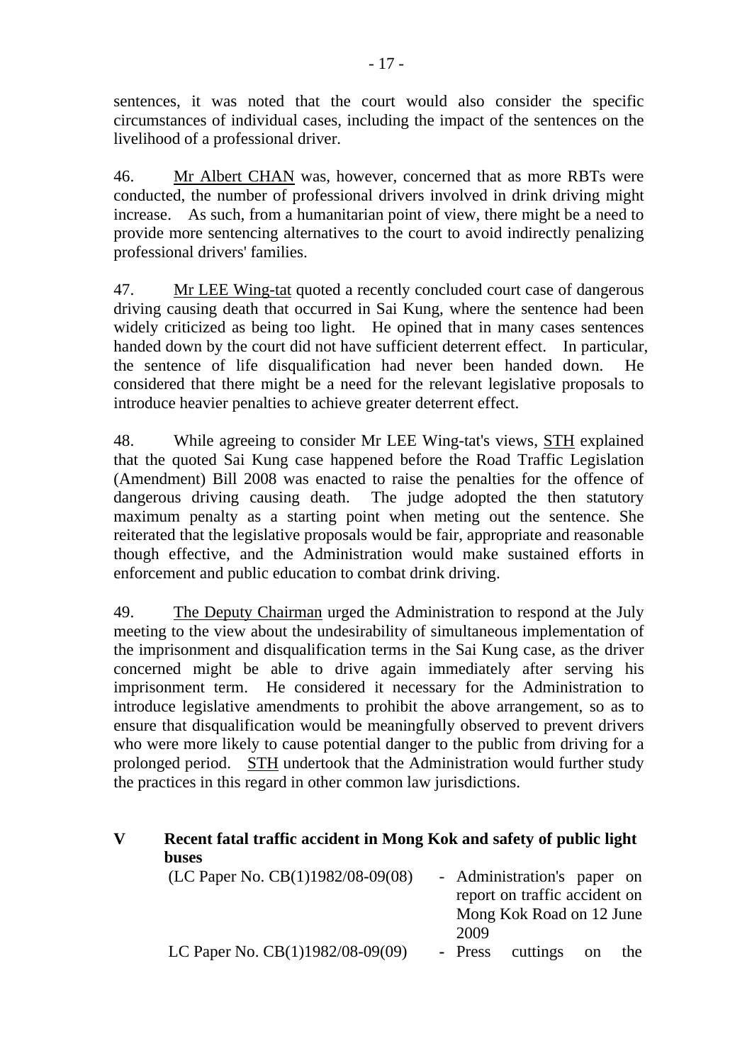sentences, it was noted that the court would also consider the specific circumstances of individual cases, including the impact of the sentences on the livelihood of a professional driver.

46. Mr Albert CHAN was, however, concerned that as more RBTs were conducted, the number of professional drivers involved in drink driving might increase. As such, from a humanitarian point of view, there might be a need to provide more sentencing alternatives to the court to avoid indirectly penalizing professional drivers' families.

47. Mr LEE Wing-tat quoted a recently concluded court case of dangerous driving causing death that occurred in Sai Kung, where the sentence had been widely criticized as being too light. He opined that in many cases sentences handed down by the court did not have sufficient deterrent effect. In particular, the sentence of life disqualification had never been handed down. He considered that there might be a need for the relevant legislative proposals to introduce heavier penalties to achieve greater deterrent effect.

48. While agreeing to consider Mr LEE Wing-tat's views, STH explained that the quoted Sai Kung case happened before the Road Traffic Legislation (Amendment) Bill 2008 was enacted to raise the penalties for the offence of dangerous driving causing death. The judge adopted the then statutory maximum penalty as a starting point when meting out the sentence. She reiterated that the legislative proposals would be fair, appropriate and reasonable though effective, and the Administration would make sustained efforts in enforcement and public education to combat drink driving.

49. The Deputy Chairman urged the Administration to respond at the July meeting to the view about the undesirability of simultaneous implementation of the imprisonment and disqualification terms in the Sai Kung case, as the driver concerned might be able to drive again immediately after serving his imprisonment term. He considered it necessary for the Administration to introduce legislative amendments to prohibit the above arrangement, so as to ensure that disqualification would be meaningfully observed to prevent drivers who were more likely to cause potential danger to the public from driving for a prolonged period. STH undertook that the Administration would further study the practices in this regard in other common law jurisdictions.

## V Recent fatal traffic accident in Mong Kok and safety of public light buses

(LC Paper No. CB(1)1982/08-09(08) - Administration's paper on report on traffic accident on Mong Kok Road on 12 June 2009

LC Paper No. CB(1)1982/08-09(09) - Press cuttings on the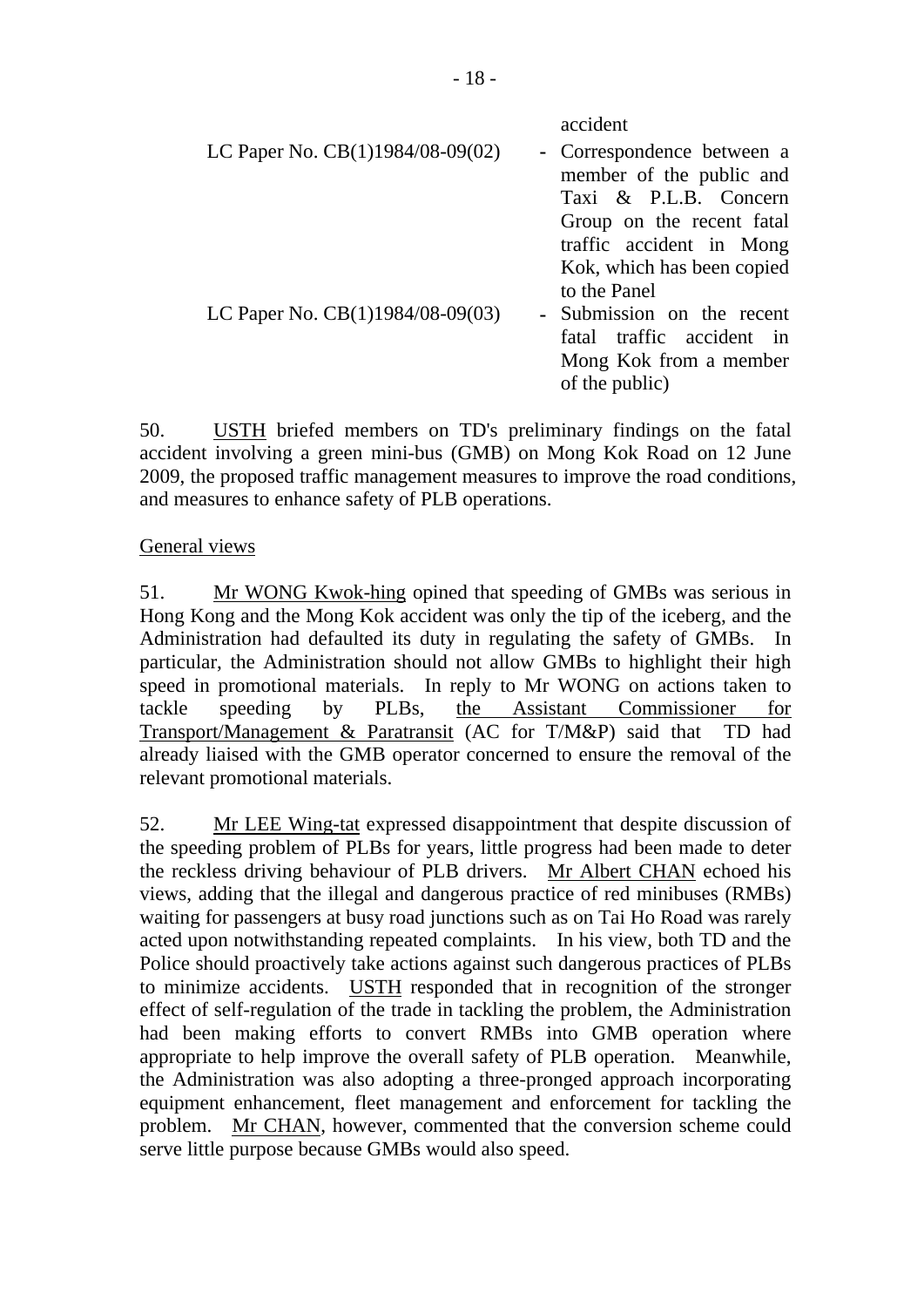accident

LC Paper No. CB(1)1984/08-09(02) - Correspondence between a member of the public and Taxi & P.L.B. Concern Group on the recent fatal traffic accident in Mong Kok, which has been copied to the Panel

LC Paper No. CB(1)1984/08-09(03) - Submission on the recent fatal traffic accident in Mong Kok from a member of the public)

50. USTH briefed members on TD's preliminary findings on the fatal accident involving a green mini-bus (GMB) on Mong Kok Road on 12 June 2009, the proposed traffic management measures to improve the road conditions, and measures to enhance safety of PLB operations.

General views

51. Mr WONG Kwok-hing opined that speeding of GMBs was serious in Hong Kong and the Mong Kok accident was only the tip of the iceberg, and the Administration had defaulted its duty in regulating the safety of GMBs. In particular, the Administration should not allow GMBs to highlight their high speed in promotional materials. In reply to Mr WONG on actions taken to tackle speeding by PLBs, the Assistant Commissioner for Transport/Management & Paratransit (AC for T/M&P) said that TD had already liaised with the GMB operator concerned to ensure the removal of the relevant promotional materials.

52. Mr LEE Wing-tat expressed disappointment that despite discussion of the speeding problem of PLBs for years, little progress had been made to deter the reckless driving behaviour of PLB drivers. Mr Albert CHAN echoed his views, adding that the illegal and dangerous practice of red minibuses (RMBs) waiting for passengers at busy road junctions such as on Tai Ho Road was rarely acted upon notwithstanding repeated complaints. In his view, both TD and the Police should proactively take actions against such dangerous practices of PLBs to minimize accidents. USTH responded that in recognition of the stronger effect of self-regulation of the trade in tackling the problem, the Administration had been making efforts to convert RMBs into GMB operation where appropriate to help improve the overall safety of PLB operation. Meanwhile, the Administration was also adopting a three-pronged approach incorporating equipment enhancement, fleet management and enforcement for tackling the problem. Mr CHAN, however, commented that the conversion scheme could serve little purpose because GMBs would also speed.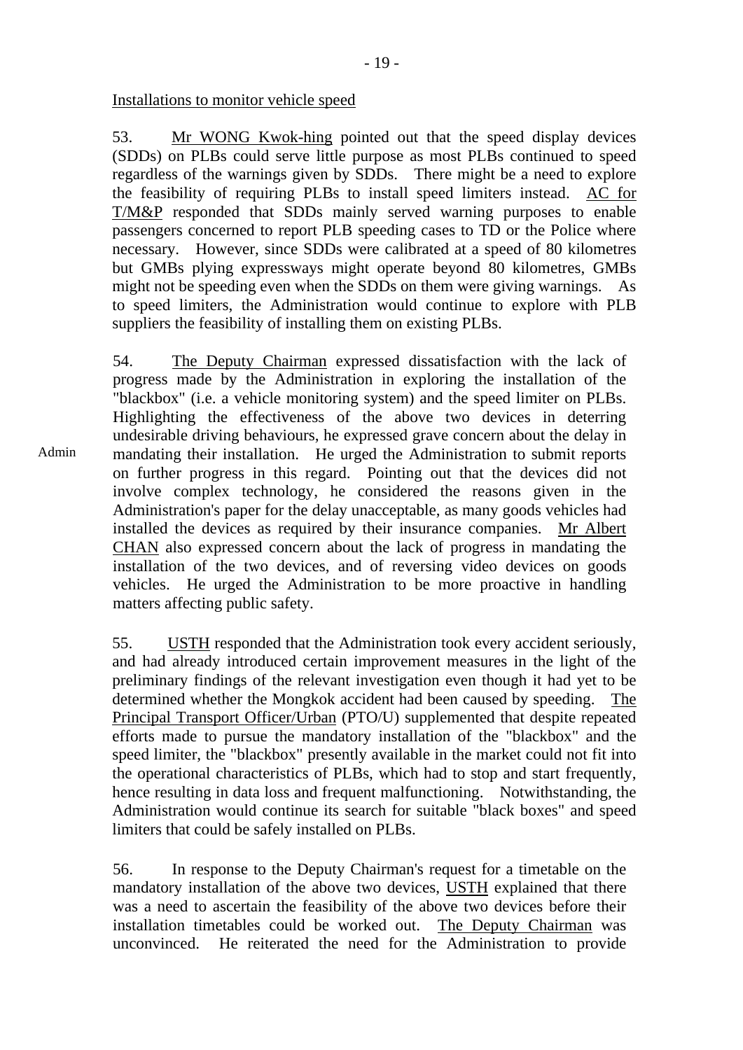Installations to monitor vehicle speed

53. Mr WONG Kwok-hing pointed out that the speed display devices (SDDs) on PLBs could serve little purpose as most PLBs continued to speed regardless of the warnings given by SDDs. There might be a need to explore the feasibility of requiring PLBs to install speed limiters instead. AC for T/M&P responded that SDDs mainly served warning purposes to enable passengers concerned to report PLB speeding cases to TD or the Police where necessary. However, since SDDs were calibrated at a speed of 80 kilometres but GMBs plying expressways might operate beyond 80 kilometres, GMBs might not be speeding even when the SDDs on them were giving warnings. As to speed limiters, the Administration would continue to explore with PLB suppliers the feasibility of installing them on existing PLBs.

54. The Deputy Chairman expressed dissatisfaction with the lack of progress made by the Administration in exploring the installation of the "blackbox" (i.e. a vehicle monitoring system) and the speed limiter on PLBs. Highlighting the effectiveness of the above two devices in deterring undesirable driving behaviours, he expressed grave concern about the delay in mandating their installation. He urged the Administration to submit reports on further progress in this regard. Pointing out that the devices did not involve complex technology, he considered the reasons given in the Administration's paper for the delay unacceptable, as many goods vehicles had installed the devices as required by their insurance companies. Mr Albert CHAN also expressed concern about the lack of progress in mandating the installation of the two devices, and of reversing video devices on goods vehicles. He urged the Administration to be more proactive in handling matters affecting public safety.

Admin

55. USTH responded that the Administration took every accident seriously, and had already introduced certain improvement measures in the light of the preliminary findings of the relevant investigation even though it had yet to be determined whether the Mongkok accident had been caused by speeding. The Principal Transport Officer/Urban (PTO/U) supplemented that despite repeated efforts made to pursue the mandatory installation of the "blackbox" and the speed limiter, the "blackbox" presently available in the market could not fit into the operational characteristics of PLBs, which had to stop and start frequently, hence resulting in data loss and frequent malfunctioning. Notwithstanding, the Administration would continue its search for suitable "black boxes" and speed limiters that could be safely installed on PLBs.

56. In response to the Deputy Chairman's request for a timetable on the mandatory installation of the above two devices, USTH explained that there was a need to ascertain the feasibility of the above two devices before their installation timetables could be worked out. The Deputy Chairman was unconvinced. He reiterated the need for the Administration to provide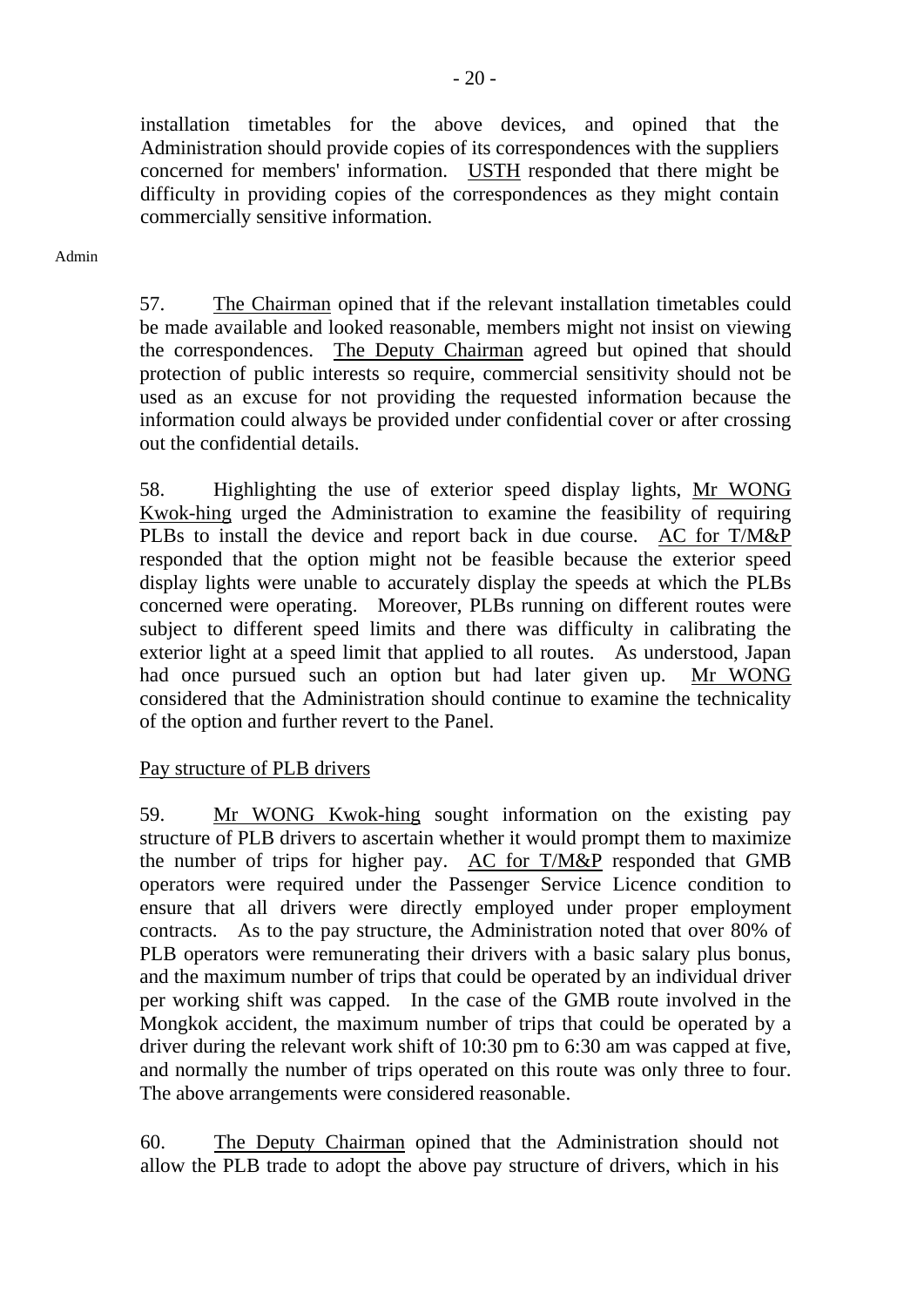installation timetables for the above devices, and opined that the Administration should provide copies of its correspondences with the suppliers concerned for members' information. USTH responded that there might be difficulty in providing copies of the correspondences as they might contain commercially sensitive information.

Admin

57. The Chairman opined that if the relevant installation timetables could be made available and looked reasonable, members might not insist on viewing the correspondences. The Deputy Chairman agreed but opined that should protection of public interests so require, commercial sensitivity should not be used as an excuse for not providing the requested information because the information could always be provided under confidential cover or after crossing out the confidential details.

58. Highlighting the use of exterior speed display lights, Mr WONG Kwok-hing urged the Administration to examine the feasibility of requiring PLBs to install the device and report back in due course. AC for T/M&P responded that the option might not be feasible because the exterior speed display lights were unable to accurately display the speeds at which the PLBs concerned were operating. Moreover, PLBs running on different routes were subject to different speed limits and there was difficulty in calibrating the exterior light at a speed limit that applied to all routes. As understood, Japan had once pursued such an option but had later given up. Mr WONG considered that the Administration should continue to examine the technicality of the option and further revert to the Panel.

Pay structure of PLB drivers

59. Mr WONG Kwok-hing sought information on the existing pay structure of PLB drivers to ascertain whether it would prompt them to maximize the number of trips for higher pay. AC for T/M&P responded that GMB operators were required under the Passenger Service Licence condition to ensure that all drivers were directly employed under proper employment contracts. As to the pay structure, the Administration noted that over 80% of PLB operators were remunerating their drivers with a basic salary plus bonus, and the maximum number of trips that could be operated by an individual driver per working shift was capped. In the case of the GMB route involved in the Mongkok accident, the maximum number of trips that could be operated by a driver during the relevant work shift of 10:30 pm to 6:30 am was capped at five, and normally the number of trips operated on this route was only three to four. The above arrangements were considered reasonable.

60. The Deputy Chairman opined that the Administration should not allow the PLB trade to adopt the above pay structure of drivers, which in his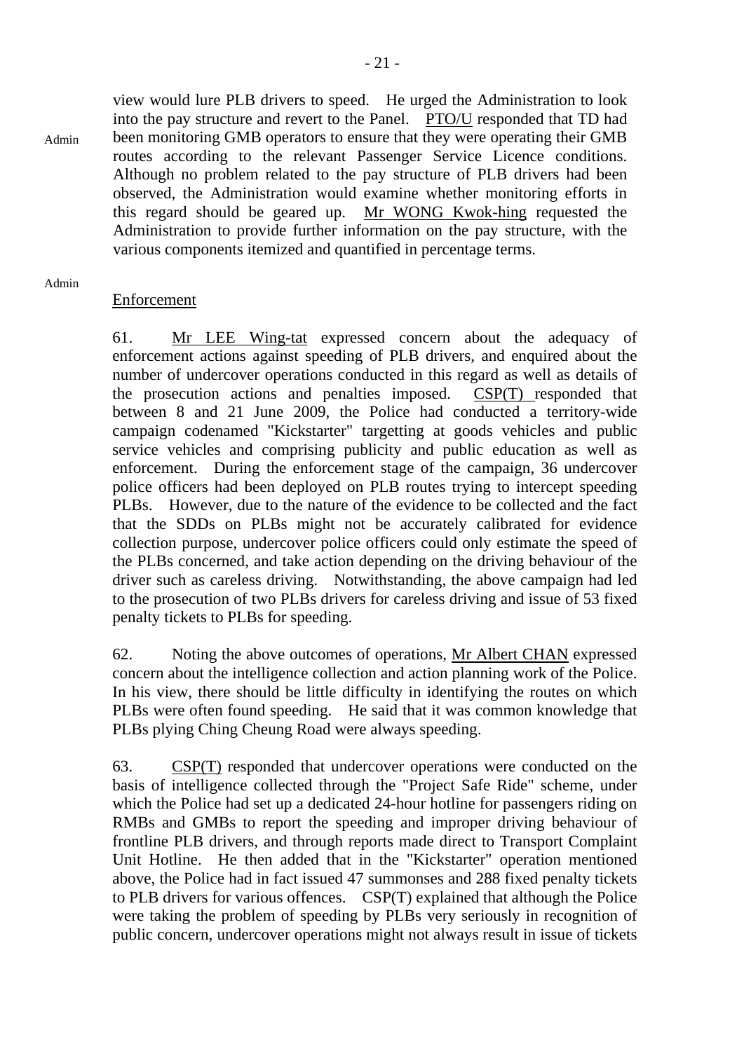view would lure PLB drivers to speed. He urged the Administration to look into the pay structure and revert to the Panel. PTO/U responded that TD had been monitoring GMB operators to ensure that they were operating their GMB routes according to the relevant Passenger Service Licence conditions. Although no problem related to the pay structure of PLB drivers had been observed, the Administration would examine whether monitoring efforts in this regard should be geared up. Mr WONG Kwok-hing requested the Administration to provide further information on the pay structure, with the various components itemized and quantified in percentage terms.

Admin

Admin

Enforcement

61. Mr LEE Wing-tat expressed concern about the adequacy of enforcement actions against speeding of PLB drivers, and enquired about the number of undercover operations conducted in this regard as well as details of the prosecution actions and penalties imposed. CSP(T) responded that between 8 and 21 June 2009, the Police had conducted a territory-wide campaign codenamed "Kickstarter" targetting at goods vehicles and public service vehicles and comprising publicity and public education as well as enforcement. During the enforcement stage of the campaign, 36 undercover police officers had been deployed on PLB routes trying to intercept speeding PLBs. However, due to the nature of the evidence to be collected and the fact that the SDDs on PLBs might not be accurately calibrated for evidence collection purpose, undercover police officers could only estimate the speed of the PLBs concerned, and take action depending on the driving behaviour of the driver such as careless driving. Notwithstanding, the above campaign had led to the prosecution of two PLBs drivers for careless driving and issue of 53 fixed penalty tickets to PLBs for speeding.

62. Noting the above outcomes of operations, Mr Albert CHAN expressed concern about the intelligence collection and action planning work of the Police. In his view, there should be little difficulty in identifying the routes on which PLBs were often found speeding. He said that it was common knowledge that PLBs plying Ching Cheung Road were always speeding.

63. CSP(T) responded that undercover operations were conducted on the basis of intelligence collected through the "Project Safe Ride" scheme, under which the Police had set up a dedicated 24-hour hotline for passengers riding on RMBs and GMBs to report the speeding and improper driving behaviour of frontline PLB drivers, and through reports made direct to Transport Complaint Unit Hotline. He then added that in the "Kickstarter" operation mentioned above, the Police had in fact issued 47 summonses and 288 fixed penalty tickets to PLB drivers for various offences. CSP(T) explained that although the Police were taking the problem of speeding by PLBs very seriously in recognition of public concern, undercover operations might not always result in issue of tickets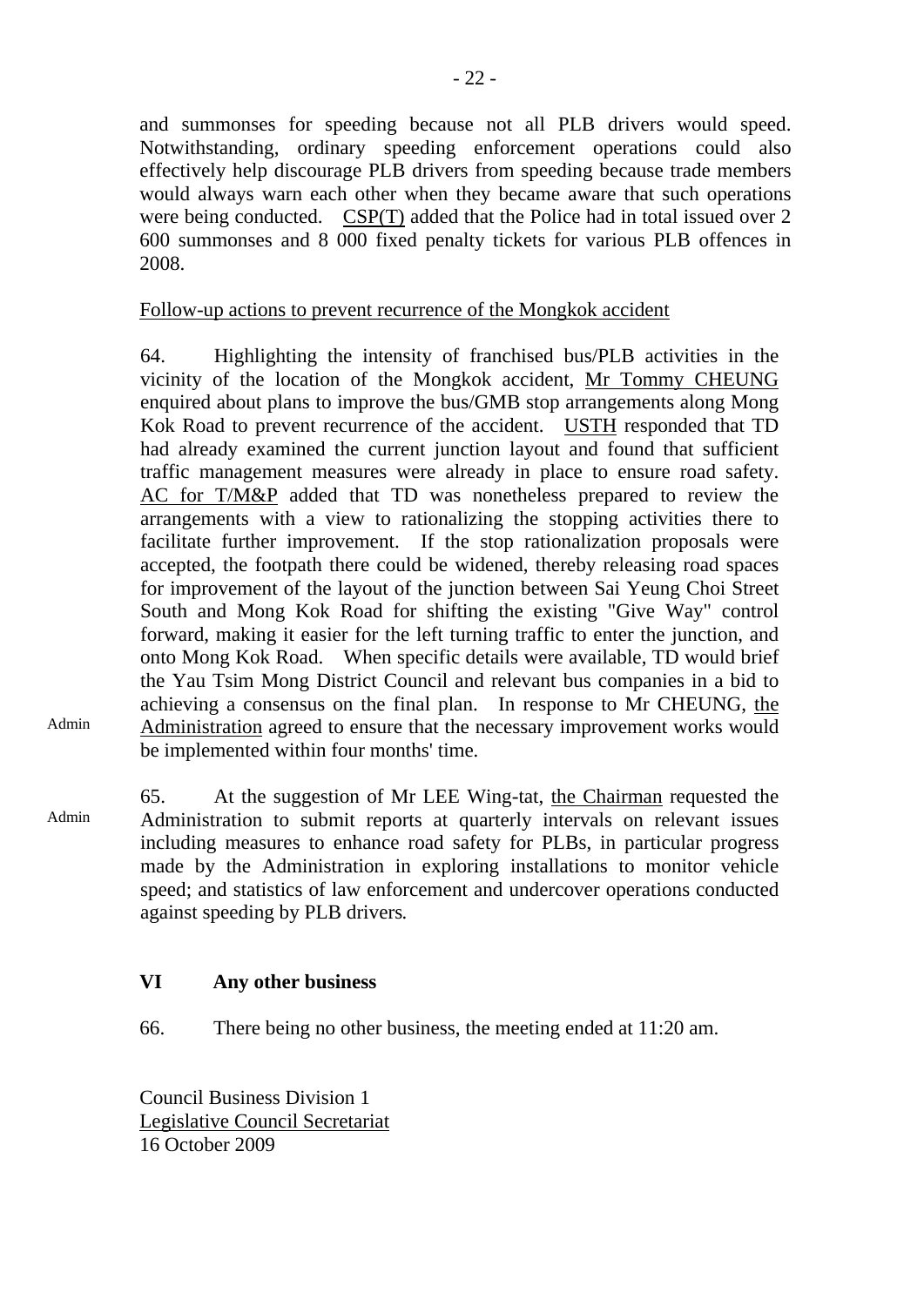and summonses for speeding because not all PLB drivers would speed. Notwithstanding, ordinary speeding enforcement operations could also effectively help discourage PLB drivers from speeding because trade members would always warn each other when they became aware that such operations were being conducted. CSP(T) added that the Police had in total issued over 2 600 summonses and 8 000 fixed penalty tickets for various PLB offences in 2008.

Follow-up actions to prevent recurrence of the Mongkok accident

64. Highlighting the intensity of franchised bus/PLB activities in the vicinity of the location of the Mongkok accident, Mr Tommy CHEUNG enquired about plans to improve the bus/GMB stop arrangements along Mong Kok Road to prevent recurrence of the accident. USTH responded that TD had already examined the current junction layout and found that sufficient traffic management measures were already in place to ensure road safety. AC for T/M&P added that TD was nonetheless prepared to review the arrangements with a view to rationalizing the stopping activities there to facilitate further improvement. If the stop rationalization proposals were accepted, the footpath there could be widened, thereby releasing road spaces for improvement of the layout of the junction between Sai Yeung Choi Street South and Mong Kok Road for shifting the existing "Give Way" control forward, making it easier for the left turning traffic to enter the junction, and onto Mong Kok Road. When specific details were available, TD would brief the Yau Tsim Mong District Council and relevant bus companies in a bid to achieving a consensus on the final plan. In response to Mr CHEUNG, the Administration agreed to ensure that the necessary improvement works would be implemented within four months' time.

Admin

65. At the suggestion of Mr LEE Wing-tat, the Chairman requested the Administration to submit reports at quarterly intervals on relevant issues including measures to enhance road safety for PLBs, in particular progress made by the Administration in exploring installations to monitor vehicle speed; and statistics of law enforcement and undercover operations conducted against speeding by PLB drivers.

Admin

## VI Any other business

66. There being no other business, the meeting ended at 11:20 am.

Council Business Division 1
Legislative Council Secretariat
16 October 2009